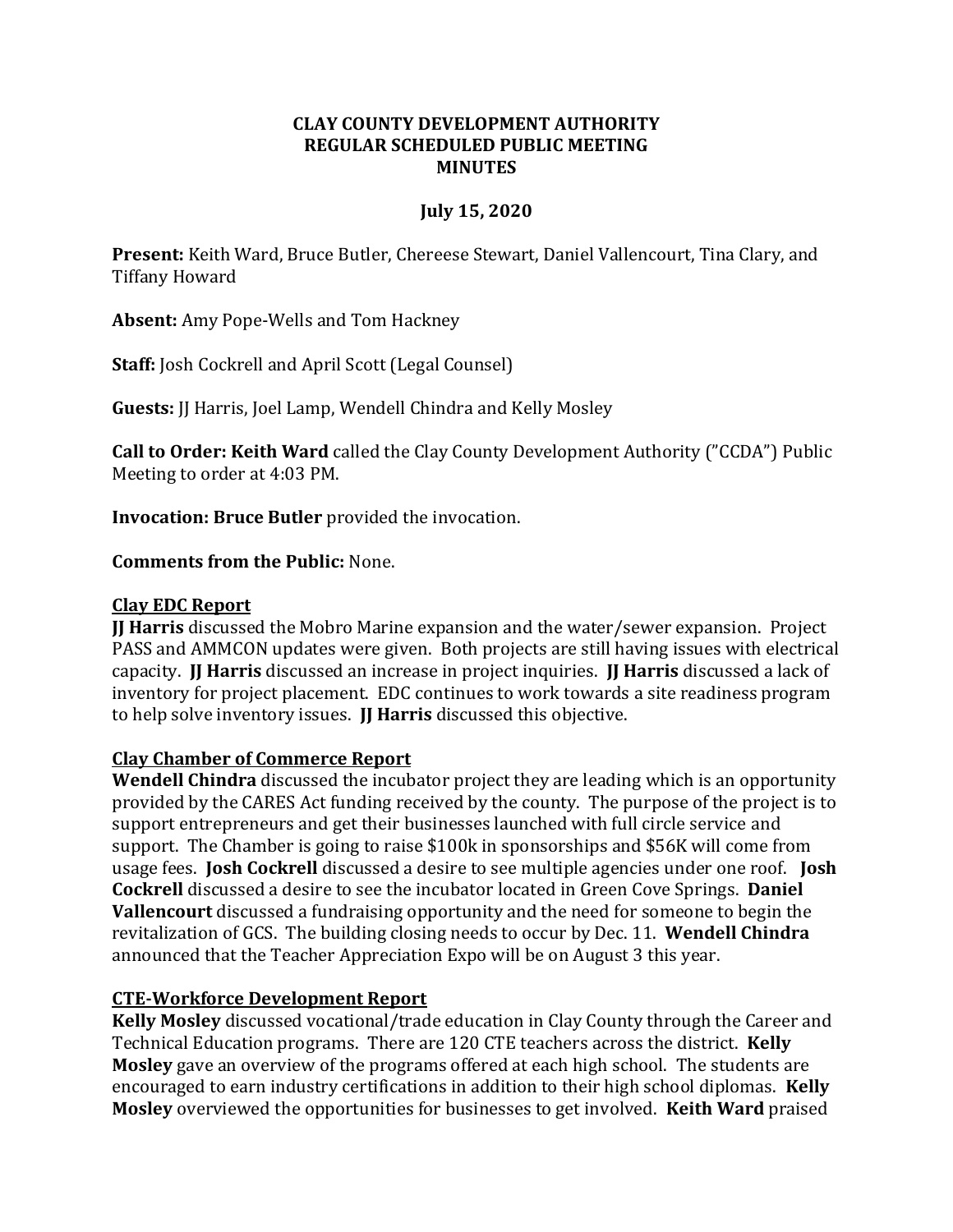**CLAY COUNTY DEVELOPMENT AUTHORITY**
**REGULAR SCHEDULED PUBLIC MEETING**
**MINUTES**

**July 15, 2020**

**Present:** Keith Ward, Bruce Butler, Chereese Stewart, Daniel Vallencourt, Tina Clary, and Tiffany Howard

**Absent:** Amy Pope-Wells and Tom Hackney

**Staff:** Josh Cockrell and April Scott (Legal Counsel)

**Guests:** JJ Harris, Joel Lamp, Wendell Chindra and Kelly Mosley

**Call to Order: Keith Ward** called the Clay County Development Authority (”CCDA”) Public Meeting to order at 4:03 PM.

**Invocation: Bruce Butler** provided the invocation.

**Comments from the Public:** None.

**Clay EDC Report**

**JJ Harris** discussed the Mobro Marine expansion and the water/sewer expansion. Project PASS and AMMCON updates were given. Both projects are still having issues with electrical capacity. **JJ Harris** discussed an increase in project inquiries. **JJ Harris** discussed a lack of inventory for project placement. EDC continues to work towards a site readiness program to help solve inventory issues. **JJ Harris** discussed this objective.

**Clay Chamber of Commerce Report**

**Wendell Chindra** discussed the incubator project they are leading which is an opportunity provided by the CARES Act funding received by the county. The purpose of the project is to support entrepreneurs and get their businesses launched with full circle service and support. The Chamber is going to raise $100k in sponsorships and $56K will come from usage fees. **Josh Cockrell** discussed a desire to see multiple agencies under one roof. **Josh Cockrell** discussed a desire to see the incubator located in Green Cove Springs. **Daniel Vallencourt** discussed a fundraising opportunity and the need for someone to begin the revitalization of GCS. The building closing needs to occur by Dec. 11. **Wendell Chindra** announced that the Teacher Appreciation Expo will be on August 3 this year.

**CTE-Workforce Development Report**

**Kelly Mosley** discussed vocational/trade education in Clay County through the Career and Technical Education programs. There are 120 CTE teachers across the district. **Kelly Mosley** gave an overview of the programs offered at each high school. The students are encouraged to earn industry certifications in addition to their high school diplomas. **Kelly Mosley** overviewed the opportunities for businesses to get involved. **Keith Ward** praised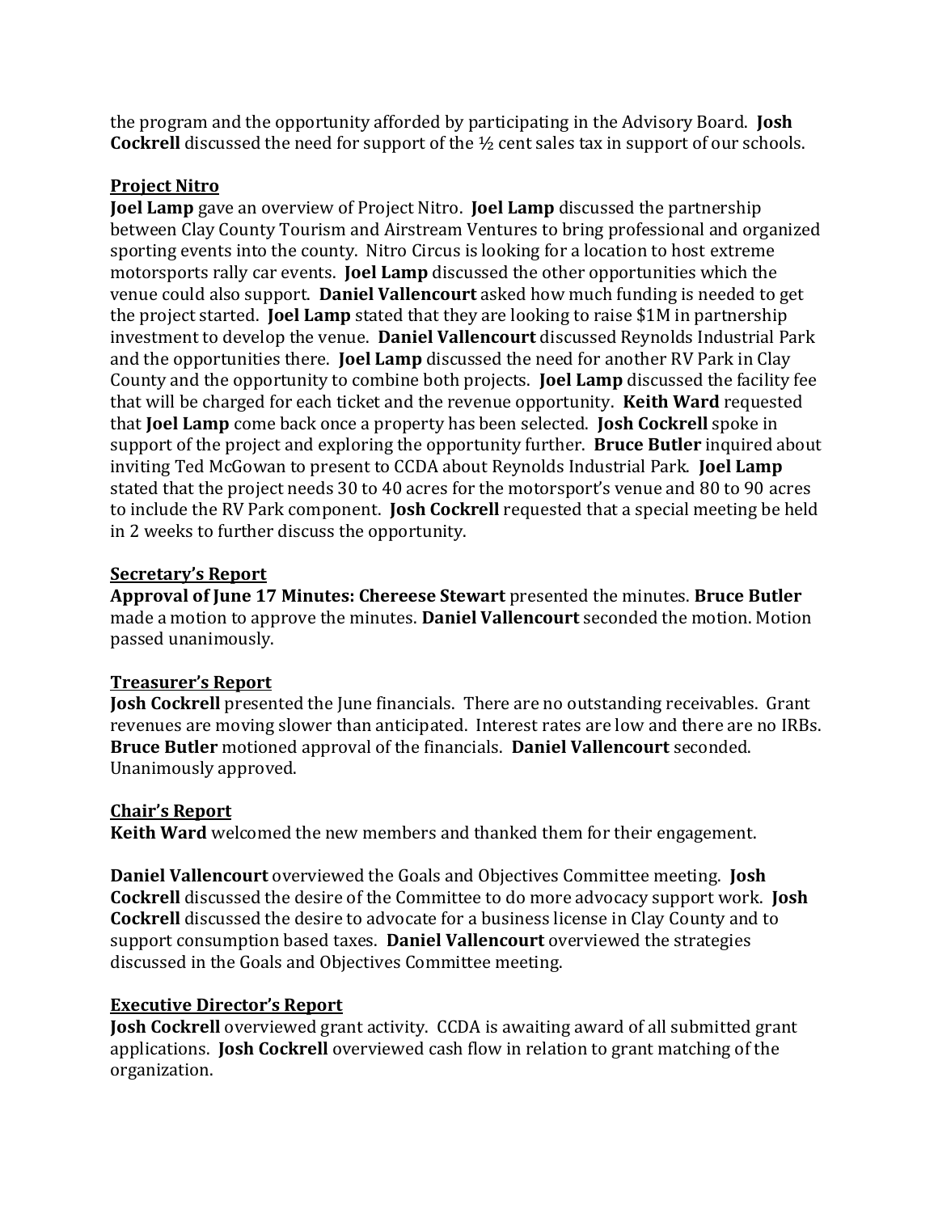the program and the opportunity afforded by participating in the Advisory Board. **Josh Cockrell** discussed the need for support of the ½ cent sales tax in support of our schools.

**Project Nitro**

**Joel Lamp** gave an overview of Project Nitro. **Joel Lamp** discussed the partnership between Clay County Tourism and Airstream Ventures to bring professional and organized sporting events into the county. Nitro Circus is looking for a location to host extreme motorsports rally car events. **Joel Lamp** discussed the other opportunities which the venue could also support. **Daniel Vallencourt** asked how much funding is needed to get the project started. **Joel Lamp** stated that they are looking to raise $1M in partnership investment to develop the venue. **Daniel Vallencourt** discussed Reynolds Industrial Park and the opportunities there. **Joel Lamp** discussed the need for another RV Park in Clay County and the opportunity to combine both projects. **Joel Lamp** discussed the facility fee that will be charged for each ticket and the revenue opportunity. **Keith Ward** requested that **Joel Lamp** come back once a property has been selected. **Josh Cockrell** spoke in support of the project and exploring the opportunity further. **Bruce Butler** inquired about inviting Ted McGowan to present to CCDA about Reynolds Industrial Park. **Joel Lamp** stated that the project needs 30 to 40 acres for the motorsport's venue and 80 to 90 acres to include the RV Park component. **Josh Cockrell** requested that a special meeting be held in 2 weeks to further discuss the opportunity.

**Secretary's Report**

**Approval of June 17 Minutes: Chereese Stewart** presented the minutes. **Bruce Butler** made a motion to approve the minutes. **Daniel Vallencourt** seconded the motion. Motion passed unanimously.

**Treasurer's Report**

**Josh Cockrell** presented the June financials. There are no outstanding receivables. Grant revenues are moving slower than anticipated. Interest rates are low and there are no IRBs. **Bruce Butler** motioned approval of the financials. **Daniel Vallencourt** seconded. Unanimously approved.

**Chair's Report**

**Keith Ward** welcomed the new members and thanked them for their engagement.

**Daniel Vallencourt** overviewed the Goals and Objectives Committee meeting. **Josh Cockrell** discussed the desire of the Committee to do more advocacy support work. **Josh Cockrell** discussed the desire to advocate for a business license in Clay County and to support consumption based taxes. **Daniel Vallencourt** overviewed the strategies discussed in the Goals and Objectives Committee meeting.

**Executive Director's Report**

**Josh Cockrell** overviewed grant activity. CCDA is awaiting award of all submitted grant applications. **Josh Cockrell** overviewed cash flow in relation to grant matching of the organization.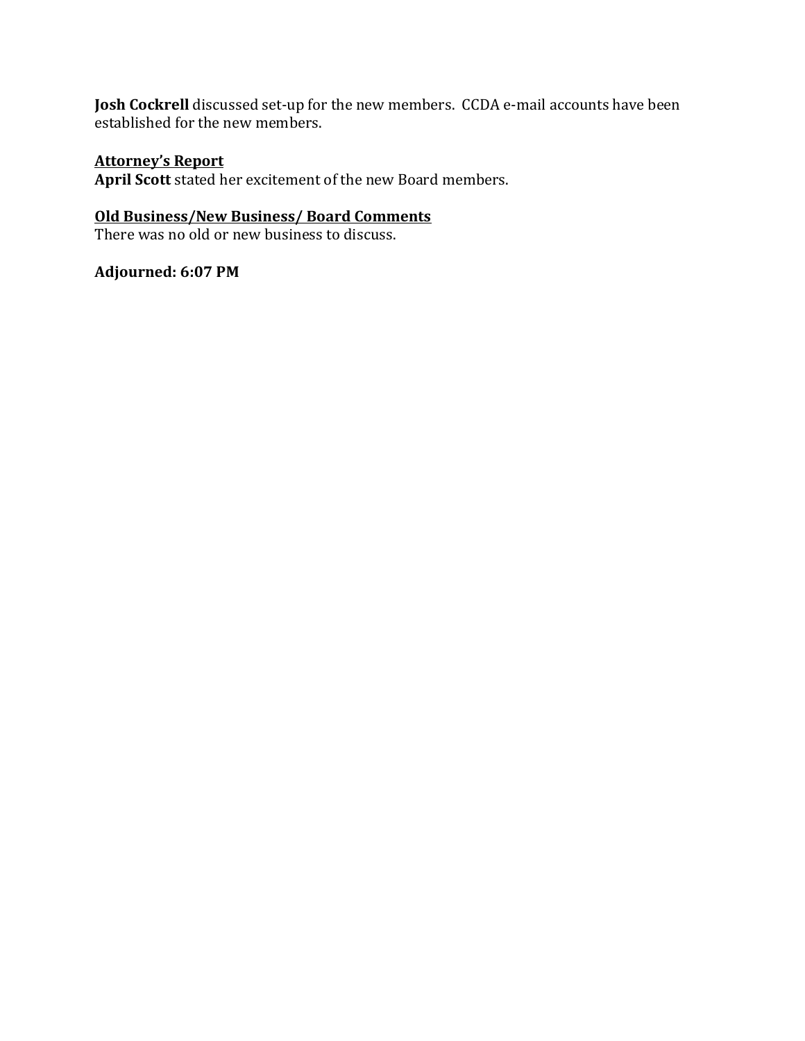**Josh Cockrell** discussed set-up for the new members. CCDA e-mail accounts have been established for the new members.

**Attorney's Report**

**April Scott** stated her excitement of the new Board members.

**Old Business/New Business/ Board Comments**

There was no old or new business to discuss.

**Adjourned: 6:07 PM**